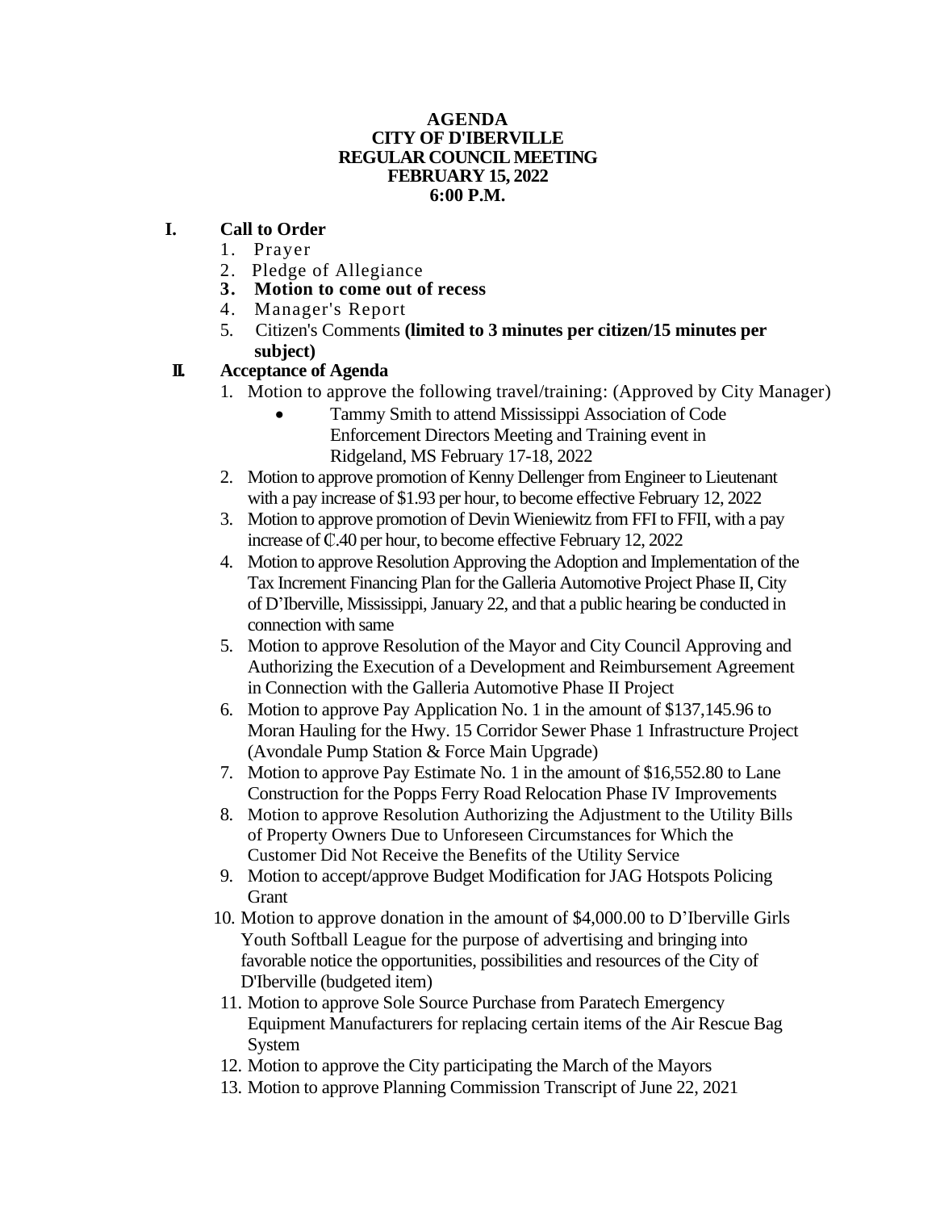**AGENDA**
**CITY OF D'IBERVILLE**
**REGULAR COUNCIL MEETING**
**FEBRUARY 15, 2022**
**6:00 P.M.**

**I. Call to Order**

1. Prayer
2. Pledge of Allegiance
3. **Motion to come out of recess**
4. Manager's Report
5. Citizen's Comments **(limited to 3 minutes per citizen/15 minutes per subject)**

**II. Acceptance of Agenda**

1. Motion to approve the following travel/training: (Approved by City Manager)
   - Tammy Smith to attend Mississippi Association of Code Enforcement Directors Meeting and Training event in Ridgeland, MS February 17-18, 2022
2. Motion to approve promotion of Kenny Dellenger from Engineer to Lieutenant with a pay increase of $1.93 per hour, to become effective February 12, 2022
3. Motion to approve promotion of Devin Wieniewitz from FFI to FFII, with a pay increase of ₵.40 per hour, to become effective February 12, 2022
4. Motion to approve Resolution Approving the Adoption and Implementation of the Tax Increment Financing Plan for the Galleria Automotive Project Phase II, City of D'Iberville, Mississippi, January 22, and that a public hearing be conducted in connection with same
5. Motion to approve Resolution of the Mayor and City Council Approving and Authorizing the Execution of a Development and Reimbursement Agreement in Connection with the Galleria Automotive Phase II Project
6. Motion to approve Pay Application No. 1 in the amount of $137,145.96 to Moran Hauling for the Hwy. 15 Corridor Sewer Phase 1 Infrastructure Project (Avondale Pump Station & Force Main Upgrade)
7. Motion to approve Pay Estimate No. 1 in the amount of $16,552.80 to Lane Construction for the Popps Ferry Road Relocation Phase IV Improvements
8. Motion to approve Resolution Authorizing the Adjustment to the Utility Bills of Property Owners Due to Unforeseen Circumstances for Which the Customer Did Not Receive the Benefits of the Utility Service
9. Motion to accept/approve Budget Modification for JAG Hotspots Policing Grant
10. Motion to approve donation in the amount of $4,000.00 to D'Iberville Girls Youth Softball League for the purpose of advertising and bringing into favorable notice the opportunities, possibilities and resources of the City of D'Iberville (budgeted item)
11. Motion to approve Sole Source Purchase from Paratech Emergency Equipment Manufacturers for replacing certain items of the Air Rescue Bag System
12. Motion to approve the City participating the March of the Mayors
13. Motion to approve Planning Commission Transcript of June 22, 2021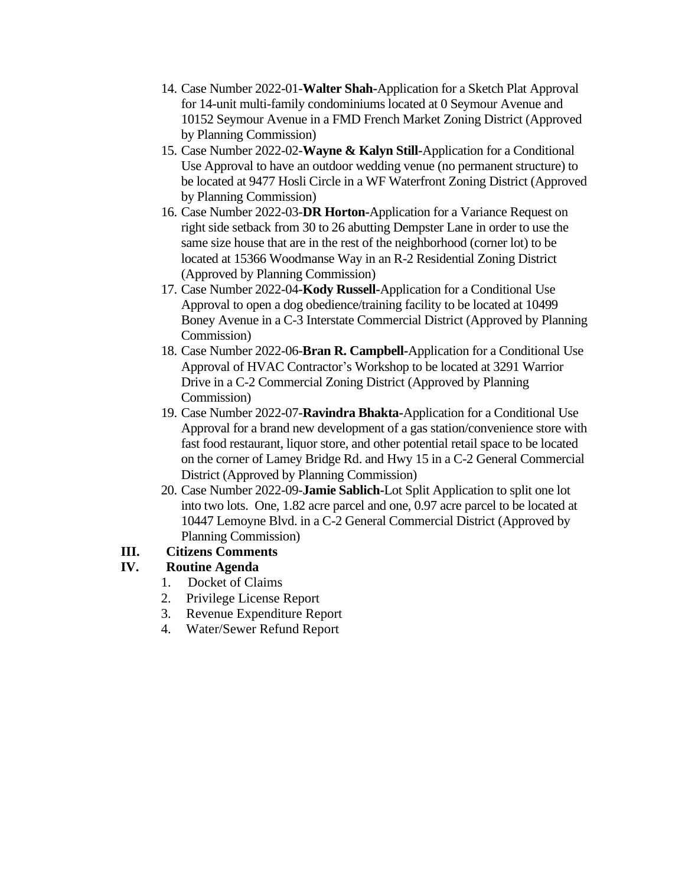14. Case Number 2022-01-**Walter Shah**-Application for a Sketch Plat Approval for 14-unit multi-family condominiums located at 0 Seymour Avenue and 10152 Seymour Avenue in a FMD French Market Zoning District (Approved by Planning Commission)
15. Case Number 2022-02-**Wayne & Kalyn Still**-Application for a Conditional Use Approval to have an outdoor wedding venue (no permanent structure) to be located at 9477 Hosli Circle in a WF Waterfront Zoning District (Approved by Planning Commission)
16. Case Number 2022-03-**DR Horton**-Application for a Variance Request on right side setback from 30 to 26 abutting Dempster Lane in order to use the same size house that are in the rest of the neighborhood (corner lot) to be located at 15366 Woodmanse Way in an R-2 Residential Zoning District (Approved by Planning Commission)
17. Case Number 2022-04-**Kody Russell**-Application for a Conditional Use Approval to open a dog obedience/training facility to be located at 10499 Boney Avenue in a C-3 Interstate Commercial District (Approved by Planning Commission)
18. Case Number 2022-06-**Bran R. Campbell**-Application for a Conditional Use Approval of HVAC Contractor's Workshop to be located at 3291 Warrior Drive in a C-2 Commercial Zoning District (Approved by Planning Commission)
19. Case Number 2022-07-**Ravindra Bhakta**-Application for a Conditional Use Approval for a brand new development of a gas station/convenience store with fast food restaurant, liquor store, and other potential retail space to be located on the corner of Lamey Bridge Rd. and Hwy 15 in a C-2 General Commercial District (Approved by Planning Commission)
20. Case Number 2022-09-**Jamie Sablich**-Lot Split Application to split one lot into two lots. One, 1.82 acre parcel and one, 0.97 acre parcel to be located at 10447 Lemoyne Blvd. in a C-2 General Commercial District (Approved by Planning Commission)

**III. Citizens Comments**

**IV. Routine Agenda**

1. Docket of Claims
2. Privilege License Report
3. Revenue Expenditure Report
4. Water/Sewer Refund Report